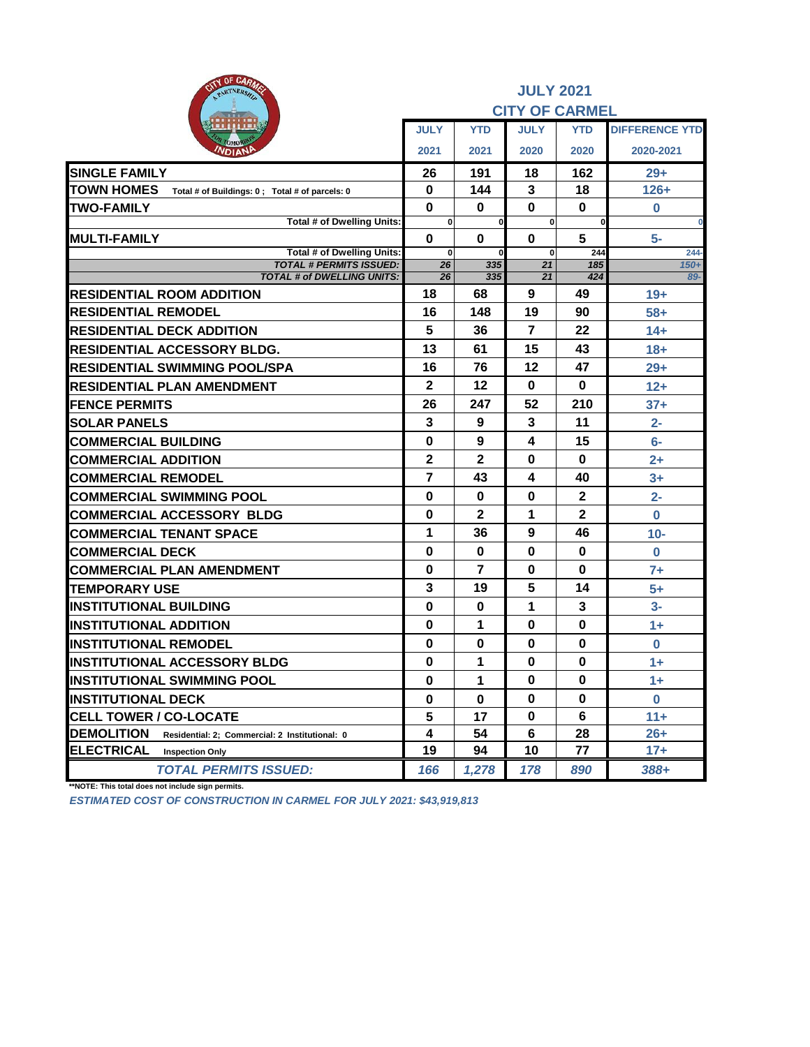# JULY 2021

## CITY OF CARMEL

| | JULY 2021 | YTD 2021 | JULY 2020 | YTD 2020 | DIFFERENCE YTD 2020-2021 |
|---|---|---|---|---|---|
| **SINGLE FAMILY** | 26 | 191 | 18 | 162 | 29+ |
| **TOWN HOMES** Total # of Buildings: 0 ; Total # of parcels: 0 | 0 | 144 | 3 | 18 | 126+ |
| **TWO-FAMILY** | 0 | 0 | 0 | 0 | 0 |
| Total # of Dwelling Units: | 0 | 0 | 0 | 0 | 0 |
| **MULTI-FAMILY** | 0 | 0 | 0 | 5 | 5- |
| Total # of Dwelling Units: | 0 | 0 | 0 | 244 | 244- |
| *TOTAL # PERMITS ISSUED:* | *26* | *335* | *21* | *185* | *150+* |
| *TOTAL # of DWELLING UNITS:* | *26* | *335* | *21* | *424* | *89-* |
| **RESIDENTIAL ROOM ADDITION** | 18 | 68 | 9 | 49 | 19+ |
| **RESIDENTIAL REMODEL** | 16 | 148 | 19 | 90 | 58+ |
| **RESIDENTIAL DECK ADDITION** | 5 | 36 | 7 | 22 | 14+ |
| **RESIDENTIAL ACCESSORY BLDG.** | 13 | 61 | 15 | 43 | 18+ |
| **RESIDENTIAL SWIMMING POOL/SPA** | 16 | 76 | 12 | 47 | 29+ |
| **RESIDENTIAL PLAN AMENDMENT** | 2 | 12 | 0 | 0 | 12+ |
| **FENCE PERMITS** | 26 | 247 | 52 | 210 | 37+ |
| **SOLAR PANELS** | 3 | 9 | 3 | 11 | 2- |
| **COMMERCIAL BUILDING** | 0 | 9 | 4 | 15 | 6- |
| **COMMERCIAL ADDITION** | 2 | 2 | 0 | 0 | 2+ |
| **COMMERCIAL REMODEL** | 7 | 43 | 4 | 40 | 3+ |
| **COMMERCIAL SWIMMING POOL** | 0 | 0 | 0 | 2 | 2- |
| **COMMERCIAL ACCESSORY BLDG** | 0 | 2 | 1 | 2 | 0 |
| **COMMERCIAL TENANT SPACE** | 1 | 36 | 9 | 46 | 10- |
| **COMMERCIAL DECK** | 0 | 0 | 0 | 0 | 0 |
| **COMMERCIAL PLAN AMENDMENT** | 0 | 7 | 0 | 0 | 7+ |
| **TEMPORARY USE** | 3 | 19 | 5 | 14 | 5+ |
| **INSTITUTIONAL BUILDING** | 0 | 0 | 1 | 3 | 3- |
| **INSTITUTIONAL ADDITION** | 0 | 1 | 0 | 0 | 1+ |
| **INSTITUTIONAL REMODEL** | 0 | 0 | 0 | 0 | 0 |
| **INSTITUTIONAL ACCESSORY BLDG** | 0 | 1 | 0 | 0 | 1+ |
| **INSTITUTIONAL SWIMMING POOL** | 0 | 1 | 0 | 0 | 1+ |
| **INSTITUTIONAL DECK** | 0 | 0 | 0 | 0 | 0 |
| **CELL TOWER / CO-LOCATE** | 5 | 17 | 0 | 6 | 11+ |
| **DEMOLITION** Residential: 2; Commercial: 2 Institutional: 0 | 4 | 54 | 6 | 28 | 26+ |
| **ELECTRICAL** Inspection Only | 19 | 94 | 10 | 77 | 17+ |
| *TOTAL PERMITS ISSUED:* | *166* | *1,278* | *178* | *890* | *388+* |

**NOTE: This total does not include sign permits.

*ESTIMATED COST OF CONSTRUCTION IN CARMEL FOR JULY 2021: $43,919,813*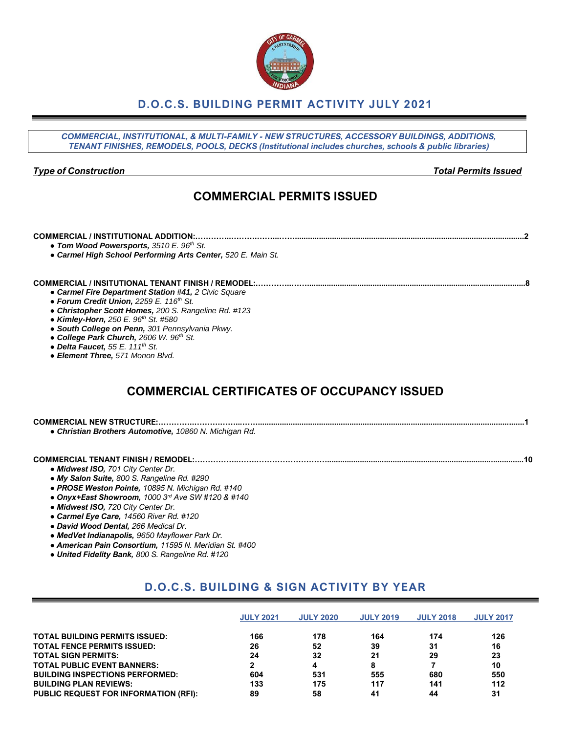# D.O.C.S. BUILDING PERMIT ACTIVITY JULY 2021

***COMMERCIAL, INSTITUTIONAL, & MULTI-FAMILY - NEW STRUCTURES, ACCESSORY BUILDINGS, ADDITIONS, TENANT FINISHES, REMODELS, POOLS, DECKS (Institutional includes churches, schools & public libraries)***

***Type of Construction*** — ***Total Permits Issued***

## COMMERCIAL PERMITS ISSUED

**COMMERCIAL / INSTITUTIONAL ADDITION:……………………………………………………………………………………2**

- ***Tom Wood Powersports,*** *3510 E. 96th St.*
- ***Carmel High School Performing Arts Center,*** *520 E. Main St.*

**COMMERCIAL / INSITUTIONAL TENANT FINISH / REMODEL:…………………………………………………………………8**

- ***Carmel Fire Department Station #41,*** *2 Civic Square*
- ***Forum Credit Union,*** *2259 E. 116th St.*
- ***Christopher Scott Homes,*** *200 S. Rangeline Rd. #123*
- ***Kimley-Horn,*** *250 E. 96th St. #580*
- ***South College on Penn,*** *301 Pennsylvania Pkwy.*
- ***College Park Church,*** *2606 W. 96th St.*
- ***Delta Faucet,*** *55 E. 111th St.*
- ***Element Three,*** *571 Monon Blvd.*

## COMMERCIAL CERTIFICATES OF OCCUPANCY ISSUED

**COMMERCIAL NEW STRUCTURE:……………………………………………………………………………………………1**

- ***Christian Brothers Automotive,*** *10860 N. Michigan Rd.*

**COMMERCIAL TENANT FINISH / REMODEL:………………………………………………………………………………10**

- ***Midwest ISO,*** *701 City Center Dr.*
- ***My Salon Suite,*** *800 S. Rangeline Rd. #290*
- ***PROSE Weston Pointe,*** *10895 N. Michigan Rd. #140*
- ***Onyx+East Showroom,*** *1000 3rd Ave SW #120 & #140*
- ***Midwest ISO,*** *720 City Center Dr.*
- ***Carmel Eye Care,*** *14560 River Rd. #120*
- ***David Wood Dental,*** *266 Medical Dr.*
- ***MedVet Indianapolis,*** *9650 Mayflower Park Dr.*
- ***American Pain Consortium,*** *11595 N. Meridian St. #400*
- ***United Fidelity Bank,*** *800 S. Rangeline Rd. #120*

## D.O.C.S. BUILDING & SIGN ACTIVITY BY YEAR

| | JULY 2021 | JULY 2020 | JULY 2019 | JULY 2018 | JULY 2017 |
|---|---|---|---|---|---|
| **TOTAL BUILDING PERMITS ISSUED:** | 166 | 178 | 164 | 174 | 126 |
| **TOTAL FENCE PERMITS ISSUED:** | 26 | 52 | 39 | 31 | 16 |
| **TOTAL SIGN PERMITS:** | 24 | 32 | 21 | 29 | 23 |
| **TOTAL PUBLIC EVENT BANNERS:** | 2 | 4 | 8 | 7 | 10 |
| **BUILDING INSPECTIONS PERFORMED:** | 604 | 531 | 555 | 680 | 550 |
| **BUILDING PLAN REVIEWS:** | 133 | 175 | 117 | 141 | 112 |
| **PUBLIC REQUEST FOR INFORMATION (RFI):** | 89 | 58 | 41 | 44 | 31 |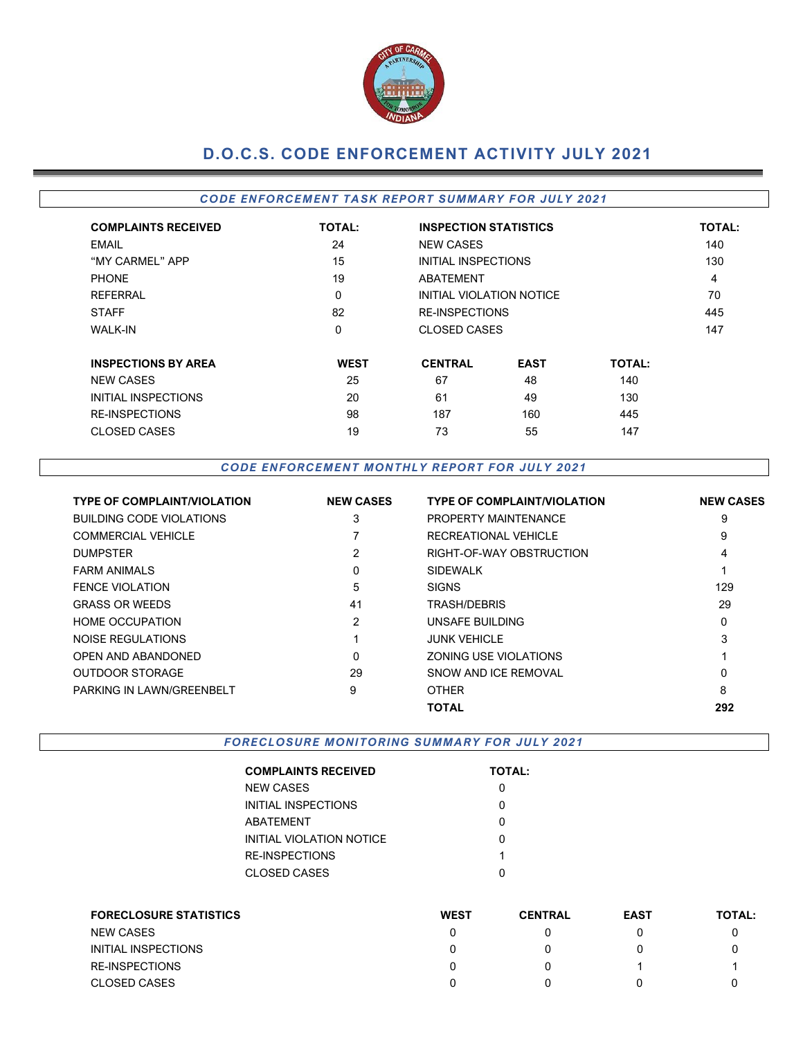# D.O.C.S. CODE ENFORCEMENT ACTIVITY JULY 2021

## *CODE ENFORCEMENT TASK REPORT SUMMARY FOR JULY 2021*

| COMPLAINTS RECEIVED | TOTAL: | INSPECTION STATISTICS | TOTAL: |
|---|---|---|---|
| EMAIL | 24 | NEW CASES | 140 |
| "MY CARMEL" APP | 15 | INITIAL INSPECTIONS | 130 |
| PHONE | 19 | ABATEMENT | 4 |
| REFERRAL | 0 | INITIAL VIOLATION NOTICE | 70 |
| STAFF | 82 | RE-INSPECTIONS | 445 |
| WALK-IN | 0 | CLOSED CASES | 147 |

| INSPECTIONS BY AREA | WEST | CENTRAL | EAST | TOTAL: |
|---|---|---|---|---|
| NEW CASES | 25 | 67 | 48 | 140 |
| INITIAL INSPECTIONS | 20 | 61 | 49 | 130 |
| RE-INSPECTIONS | 98 | 187 | 160 | 445 |
| CLOSED CASES | 19 | 73 | 55 | 147 |

## *CODE ENFORCEMENT MONTHLY REPORT FOR JULY 2021*

| TYPE OF COMPLAINT/VIOLATION | NEW CASES | TYPE OF COMPLAINT/VIOLATION | NEW CASES |
|---|---|---|---|
| BUILDING CODE VIOLATIONS | 3 | PROPERTY MAINTENANCE | 9 |
| COMMERCIAL VEHICLE | 7 | RECREATIONAL VEHICLE | 9 |
| DUMPSTER | 2 | RIGHT-OF-WAY OBSTRUCTION | 4 |
| FARM ANIMALS | 0 | SIDEWALK | 1 |
| FENCE VIOLATION | 5 | SIGNS | 129 |
| GRASS OR WEEDS | 41 | TRASH/DEBRIS | 29 |
| HOME OCCUPATION | 2 | UNSAFE BUILDING | 0 |
| NOISE REGULATIONS | 1 | JUNK VEHICLE | 3 |
| OPEN AND ABANDONED | 0 | ZONING USE VIOLATIONS | 1 |
| OUTDOOR STORAGE | 29 | SNOW AND ICE REMOVAL | 0 |
| PARKING IN LAWN/GREENBELT | 9 | OTHER | 8 |
| | | **TOTAL** | **292** |

## *FORECLOSURE MONITORING SUMMARY FOR JULY 2021*

| COMPLAINTS RECEIVED | TOTAL: |
|---|---|
| NEW CASES | 0 |
| INITIAL INSPECTIONS | 0 |
| ABATEMENT | 0 |
| INITIAL VIOLATION NOTICE | 0 |
| RE-INSPECTIONS | 1 |
| CLOSED CASES | 0 |

| FORECLOSURE STATISTICS | WEST | CENTRAL | EAST | TOTAL: |
|---|---|---|---|---|
| NEW CASES | 0 | 0 | 0 | 0 |
| INITIAL INSPECTIONS | 0 | 0 | 0 | 0 |
| RE-INSPECTIONS | 0 | 0 | 1 | 1 |
| CLOSED CASES | 0 | 0 | 0 | 0 |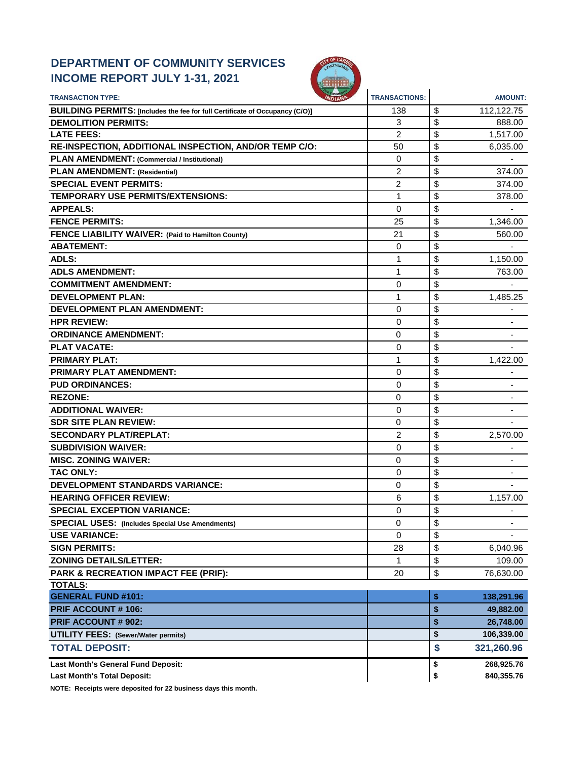## DEPARTMENT OF COMMUNITY SERVICES
## INCOME REPORT JULY 1-31, 2021

| TRANSACTION TYPE: | TRANSACTIONS: | AMOUNT: |
|---|---|---|
| **BUILDING PERMITS: [Includes the fee for full Certificate of Occupancy (C/O)]** | 138 | $ 112,122.75 |
| **DEMOLITION PERMITS:** | 3 | $ 888.00 |
| **LATE FEES:** | 2 | $ 1,517.00 |
| **RE-INSPECTION, ADDITIONAL INSPECTION, AND/OR TEMP C/O:** | 50 | $ 6,035.00 |
| **PLAN AMENDMENT: (Commercial / Institutional)** | 0 | $ - |
| **PLAN AMENDMENT: (Residential)** | 2 | $ 374.00 |
| **SPECIAL EVENT PERMITS:** | 2 | $ 374.00 |
| **TEMPORARY USE PERMITS/EXTENSIONS:** | 1 | $ 378.00 |
| **APPEALS:** | 0 | $ - |
| **FENCE PERMITS:** | 25 | $ 1,346.00 |
| **FENCE LIABILITY WAIVER: (Paid to Hamilton County)** | 21 | $ 560.00 |
| **ABATEMENT:** | 0 | $ - |
| **ADLS:** | 1 | $ 1,150.00 |
| **ADLS AMENDMENT:** | 1 | $ 763.00 |
| **COMMITMENT AMENDMENT:** | 0 | $ - |
| **DEVELOPMENT PLAN:** | 1 | $ 1,485.25 |
| **DEVELOPMENT PLAN AMENDMENT:** | 0 | $ - |
| **HPR REVIEW:** | 0 | $ - |
| **ORDINANCE AMENDMENT:** | 0 | $ - |
| **PLAT VACATE:** | 0 | $ - |
| **PRIMARY PLAT:** | 1 | $ 1,422.00 |
| **PRIMARY PLAT AMENDMENT:** | 0 | $ - |
| **PUD ORDINANCES:** | 0 | $ - |
| **REZONE:** | 0 | $ - |
| **ADDITIONAL WAIVER:** | 0 | $ - |
| **SDR SITE PLAN REVIEW:** | 0 | $ - |
| **SECONDARY PLAT/REPLAT:** | 2 | $ 2,570.00 |
| **SUBDIVISION WAIVER:** | 0 | $ - |
| **MISC. ZONING WAIVER:** | 0 | $ - |
| **TAC ONLY:** | 0 | $ - |
| **DEVELOPMENT STANDARDS VARIANCE:** | 0 | $ - |
| **HEARING OFFICER REVIEW:** | 6 | $ 1,157.00 |
| **SPECIAL EXCEPTION VARIANCE:** | 0 | $ - |
| **SPECIAL USES: (Includes Special Use Amendments)** | 0 | $ - |
| **USE VARIANCE:** | 0 | $ - |
| **SIGN PERMITS:** | 28 | $ 6,040.96 |
| **ZONING DETAILS/LETTER:** | 1 | $ 109.00 |
| **PARK & RECREATION IMPACT FEE (PRIF):** | 20 | $ 76,630.00 |
| **TOTALS:** | | |
| **GENERAL FUND #101:** | | **$ 138,291.96** |
| **PRIF ACCOUNT # 106:** | | **$ 49,882.00** |
| **PRIF ACCOUNT # 902:** | | **$ 26,748.00** |
| **UTILITY FEES: (Sewer/Water permits)** | | **$ 106,339.00** |
| **TOTAL DEPOSIT:** | | **$ 321,260.96** |
| **Last Month's General Fund Deposit:** | | **$ 268,925.76** |
| **Last Month's Total Deposit:** | | **$ 840,355.76** |

**NOTE: Receipts were deposited for 22 business days this month.**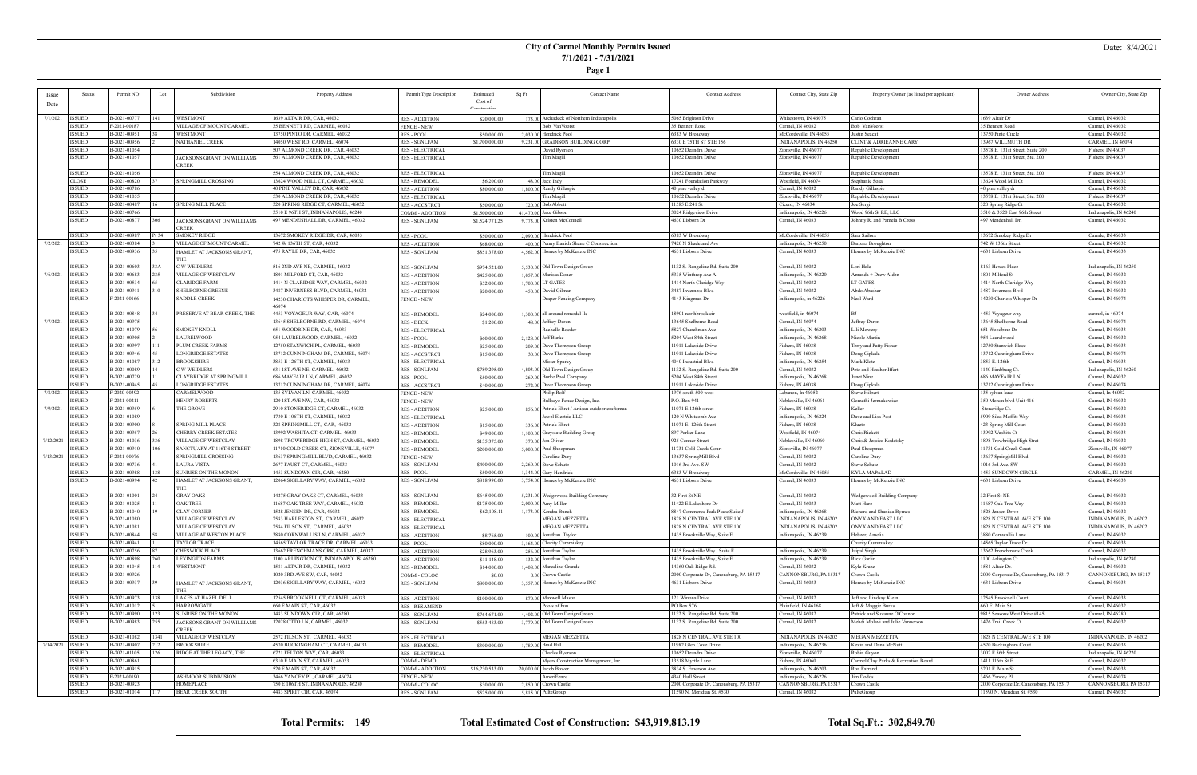# City of Carmel Monthly Permits Issued

## 7/1/2021 - 7/31/2021

Date: 8/4/2021

| Issue Date | Status | Permit NO | Lot | Subdivision | Property Address | Permit Type Description | Estimated Cost of Construction | Sq Ft | Contact Name | Contact Address | Contact City, State Zip | Property Owner (as listed per applicant) | Owner Address | Owner City, State Zip |
|---|---|---|---|---|---|---|---|---|---|---|---|---|---|---|
| 7/1/2021 | ISSUED | B-2021-00777 | 141 | WESTMONT | 1639 ALTAIR DR, CAR, 46032 | RES - ADDITION | $20,000.00 | 173.00 | Archadeck of Northern Indianapolis | 5065 Brighton Drive | Whitestown, IN 46075 | Carlo Cochran | 1639 Altair Dr | Carmel, IN 46032 |
| | ISSUED | F-2021-00187 | | VILLAGE OF MOUNT CARMEL | 35 BENNETT RD, CARMEL, 46032 | FENCE - NEW | | | Bob VanVoorst | 35 Bennett Road | Carmel, IN 46032 | Bob VanVoorst | 35 Bennett Road | Carmel, IN 46032 |
| | ISSUED | B-2021-00951 | 38 | WESTMONT | 13750 PINTO DR, CARMEL, 46032 | RES - POOL | $50,000.00 | 2,010.00 | Hendrick Pool | 6383 W Broadway | McCordsville, IN 46055 | Justin Seacat | 13750 Pinto Circle | Carmel, IN 46032 |
| | ISSUED | B-2021-00956 | 2 | NATHANIEL CREEK | 14050 WEST RD, CARMEL, 46074 | RES - SGNLFAM | $1,700,000.00 | 9,231.00 | GRADISON BUILDING CORP | 6330 E 75TH ST STE 156 | INDIANAPOLIS, IN 46250 | CLINT & ADRIEANNE CARY | 13967 WILLMUTH DR | CARMEL, IN 46074 |
| | ISSUED | B-2021-01054 | | | 507 ALMOND CREEK DR, CAR, 46032 | RES - ELECTRICAL | | | David Ryerson | 10652 Deandra Drive | Zionsville, IN 46077 | Republic Development | 13578 E. 131st Street, Suite 200 | Fishers, IN 46037 |
| | ISSUED | B-2021-01057 | | JACKSONS GRANT ON WILLIAMS CREEK | 561 ALMOND CREEK DR, CAR, 46032 | RES - ELECTRICAL | | | Tim Magill | 10652 Deandra Drive | Zionsville, IN 46077 | Republic Development | 13578 E. 131st Street, Ste. 200 | Fishers, IN 46037 |
| | ISSUED | B-2021-01056 | | | 554 ALMOND CREEK DR, CAR, 46032 | RES - ELECTRICAL | | | Tim Magill | 10652 Deandra Drive | Zionsville, IN 46077 | Republic Development | 13578 E. 131st Street, Ste. 200 | Fishers, IN 46037 |
| | CLOSE | B-2021-00820 | 37 | SPRINGMILL CROSSING | 13624 WOOD MILL CT, CARMEL, 46032 | RES - REMODEL | $6,200.00 | 48.00 | Jaco Indy | 17241 Foundation Parkway | Westfield, IN 46074 | Stephanie Sosa | 13624 Wood Mill Ct | Carmel, IN 46032 |
| | ISSUED | B-2021-00786 | | | 40 PINE VALLEY DR, CAR, 46032 | RES - ADDITION | $80,000.00 | 1,800.00 | Randy Gillaspie | 40 pine valley dr | Carmel, IN 46032 | Randy Gillaspie | 40 pine valley dr | Carmel, IN 46032 |
| | ISSUED | B-2021-01055 | | | 530 ALMOND CREEK DR, CAR, 46032 | RES - ELECTRICAL | | | Tim Magill | 10652 Deandra Drive | Zionsville, IN 46077 | Republic Development | 13578 E. 131st Street, Ste. 200 | Fishers, IN 46037 |
| | ISSUED | B-2021-00487 | 16 | SPRING MILL PLACE | 320 SPRING RIDGE CT, CARMEL, 46032 | RES - ACCSTRCT | $50,000.00 | 720.00 | Bob Abbott | 11585 E 241 St | Cicero, IN 46034 | Joe Sergi | 320 Spring Ridge Ct | Carmel, IN 46032 |
| | ISSUED | B-2021-00766 | | | 3510 E 96TH ST, INDIANAPOLIS, 46240 | COMM - ADDITION | $1,500,000.00 | 41,470.00 | Jake Gibson | 3024 Ridgeview Drive | Indianapolis, IN 46226 | Wood 96th St RE, LLC | 3510 & 3520 East 96th Street | Indianapolis, IN 46240 |
| | ISSUED | B-2021-00877 | 306 | JACKSONS GRANT ON WILLIAMS CREEK | 497 MENDENHALL DR, CARMEL, 46032 | RES - SGNLFAM | $1,524,771.25 | 9,773.00 | Kristen McConnell | 4630 Lisborn Dr | Carmel, IN 46033 | Johnny R. and Pamela B Cross | 497 Mendenhall Dr. | Carmel, IN 46032 |
| | ISSUED | B-2021-00987 | Pt 34 | SMOKEY RIDGE | 13672 SMOKEY RIDGE DR, CAR, 46033 | RES - POOL | $50,000.00 | 2,090.00 | Hendrick Pool | 6383 W Broadway | McCordsville, IN 46055 | Sara Sailors | 13672 Smokey Ridge Dr | Carmle, IN 46033 |
| 7/2/2021 | ISSUED | B-2021-00384 | 3 | VILLAGE OF MOUNT CARMEL | 742 W 136TH ST, CAR, 46032 | RES - ADDITION | $68,000.00 | 400.00 | Penny Banich Shane C Construction | 7420 N Shadeland Ave | Indianapolis, IN 46250 | Barbara Broughton | 742 W 136th Street | Carmel, IN 46032 |
| | ISSUED | B-2021-00936 | 35 | HAMLET AT JACKSONS GRANT, THE | 475 RAYLE DR, CAR, 46032 | RES - SGNLFAM | $851,378.00 | 4,562.00 | Homes by McKenzie INC | 4631 Lisborn Drive | Carmel, IN 46033 | Homes by McKenzie INC | 4631 Lisborn Drive | Carmel, IN 46033 |
| | ISSUED | B-2021-00603 | 33A | C W WEIDLERS | 516 2ND AVE NE, CARMEL, 46032 | RES - SGNLFAM | $974,521.00 | 5,530.00 | Old Town Design Group | 1132 S. Rangeline Rd. Suite 200 | Carmel, IN 46032 | Lori Hale | 8163 Hawes Place | Indianapolis, IN 46250 |
| 7/6/2021 | ISSUED | B-2021-00683 | 235 | VILLAGE OF WESTCLAY | 1801 MILFORD ST, CAR, 46032 | RES - ADDITION | $425,000.00 | 1,057.00 | Marissa Doner | 5335 Winthrop Ave A | Indianapolis, IN 46220 | Amanda + Drew Alden | 1801 Milford St | Carmel, IN 46032 |
| | ISSUED | B-2021-00334 | 65 | CLARIDGE FARM | 1414 N CLARIDGE WAY, CARMEL, 46032 | RES - ADDITION | $32,000.00 | 1,700.00 | LT GATES | 1414 North Claridge Way | Carmel, IN 46032 | LT GATES | 1414 North Claridge Way | Carmel, IN 46032 |
| | ISSUED | B-2021-00911 | 310 | SHELBORNE GREENE | 3487 INVERNESS BLVD, CARMEL, 46032 | RES - ADDITION | $20,000.00 | 450.00 | David Gilman | 3487 Inverness Blvd | Carmel, IN 46032 | Abdo Alsahar | 3487 Inverness Blvd | Carmel, IN 46032 |
| | ISSUED | F-2021-00166 | | SADDLE CREEK | 14230 CHARIOTS WHISPER DR, CARMEL, 46074 | FENCE - NEW | | | Draper Fencing Company | 4143 Kingman Dr | Indianapolis, in 46226 | Neal Ward | 14230 Chariots Whisper Dr | Carmel, IN 46074 |
| | ISSUED | B-2021-00848 | 34 | PRESERVE AT BEAR CREEK, THE | 4453 VOYAGEUR WAY, CAR, 46074 | RES - REMODEL | $24,000.00 | 1,300.00 | all around remodel llc | 18901 northbrook cir | westfield, in 46074 | BJ | 4453 Voyageur way | carmel, in 46074 |
| 7/7/2021 | ISSUED | B-2021-00975 | | | 13645 SHELBORNE RD, CARMEL, 46074 | RES - DECK | $1,200.00 | 48.00 | Jeffrey Daron | 13645 Shelborne Road | Carmel, IN 46074 | Jeffrey Daron | 13645 Shelborne Road | Carmel, IN 46074 |
| | ISSUED | B-2021-01079 | 36 | SMOKEY KNOLL | 651 WOODBINE DR, CAR, 46033 | RES - ELECTRICAL | | | Rachelle Roeder | 5827 Churchman Ave | Indianapolis, IN 46203 | Lili Mowery | 651 Woodbine Dr | Carmel, IN 46033 |
| | ISSUED | B-2021-00905 | 2 | LAURELWOOD | 954 LAURELWOOD, CARMEL, 46032 | RES - POOL | $60,000.00 | 2,128.00 | Jeff Burke | 5204 West 84th Street | Indianapolis, IN 46268 | Nicole Martin | 954 Laurelwood | Carmel, IN 46032 |
| | ISSUED | B-2021-00997 | 111 | PLUM CREEK FARMS | 12750 STANWICH PL, CARMEL, 46033 | RES - REMODEL | $25,000.00 | 209.00 | Dave Thompson Group | 11911 Lakeside Drive | Fishers, IN 46038 | Terry and Patty Fisher | 12750 Stanwich Place | Carmel, IN 46033 |
| | ISSUED | B-2021-00946 | 45 | LONGRIDGE ESTATES | 13712 CUNNINGHAM DR, CARMEL, 46074 | RES - ACCSTRCT | $15,000.00 | 30.00 | Dave Thompson Group | 11911 Lakeside Drive | Fishers, IN 46038 | Doug Cipkala | 13712 Cunningham Drive | Carmel, IN 46074 |
| | ISSUED | B-2021-01087 | 312 | BROOKSHIRE | 3853 E 126TH ST, CARMEL, 46033 | RES - ELECTRICAL | | | Mister Sparky | 4040 Industrial Blvd | Indianapolis, IN 46254 | Mark Klotz | 3853 E. 126th | Carmel, IN 46033 |
| | ISSUED | B-2021-00089 | 14 | C W WEIDLERS | 631 1ST AVE NE, CARMEL, 46032 | RES - SGNLFAM | $789,295.00 | 4,803.00 | Old Town Design Group | 1132 S. Rangeline Rd. Suite 200 | Carmel, IN 46032 | Pete and Heather Iffert | 1140 Pittsburg Ct. | Indianapolis, IN 46260 |
| | ISSUED | B-2021-00729 | 11 | CLAYBRIDGE AT SPRINGMILL | 686 MAYFAIR LN, CARMEL, 46032 | RES - POOL | $50,000.00 | 269.00 | Burke Pool Company | 5204 West 84th Street | Indianapolis, IN 46268 | Janet Nine | 686 MAYFAIR LN | Carmel, IN 46032 |
| | ISSUED | B-2021-00945 | 45 | LONGRIDGE ESTATES | 13712 CUNNINGHAM DR, CARMEL, 46074 | RES - ACCSTRCT | $40,000.00 | 272.00 | Dave Thompson Group | 11911 Lakeside Drive | Fishers, IN 46038 | Doug Cipkala | 13712 Cunningham Drive | Carmel, IN 46074 |
| 7/8/2021 | ISSUED | F-2020-00392 | | CARMELWOOD | 135 SYLVAN LN, CARMEL, 46032 | FENCE - NEW | | | Philip Rolf | 1976 south 500 west | Lebanon, In 46052 | Steve Hilbert | 135 sylvan lane | Carmel, In 46032 |
| | ISSUED | F-2021-00211 | | HENRY ROBERTS | 120 1ST AVE NW, CAR, 46032 | FENCE - NEW | | | Bullseye Fence Design, Inc. | P.O. Box 941 | Noblesville, IN 46061 | Gennadii Jermakowicz | 250 Monon blvd Unit 416 | Carmel, IN 46032 |
| 7/9/2021 | ISSUED | B-2021-00959 | 6 | THE GROVE | 2910 STONERIDGE CT, CARMEL, 46032 | RES - ADDITION | $25,000.00 | 856.00 | Patrick Ehret / Artisan outdoor craftsman | 11071 E 126th street | Fishers, IN 46038 | Keller | Stoneridge Ct. | Carmel, IN 46032 |
| | ISSUED | B-2021-01089 | | | 1730 E 106TH ST, CARMEL, 46032 | RES - ELECTRICAL | | | Jewel Electric LLC | 120 N Whitcomb Ave | Indianapolis, IN 46224 | Dave and Lisa Post | 5909 Silas Moffitt Way | Carmel, IN 46033 |
| | ISSUED | B-2021-00900 | 8 | SPRING MILL PLACE | 328 SPRINGMILL CT, CAR, 46032 | RES - ADDITION | $15,000.00 | 136.00 | Patrick Ehret | 11071 E. 126th Street | Fishers, IN 46038 | Kluetz | 423 Spring Mill Court | Carmel, IN 46032 |
| | ISSUED | B-2021-00957 | 26 | CHERRY CREEK ESTATES | 13992 WASHITA CT, CARMEL, 46033 | RES - REMODEL | $49,000.00 | 1,100.00 | Greystar Building Group | 897 Parker Lane | Westfield, IN 46074 | Chris Rickett | 13992 Washita Ct | Carmel, IN 46033 |
| 7/12/2021 | ISSUED | B-2021-01036 | 336 | VILLAGE OF WESTCLAY | 1898 TROWBRIDGE HIGH ST, CARMEL, 46032 | RES - REMODEL | $135,375.00 | 370.00 | Jon Oliver | 925 Conner Street | Noblesville, IN 46060 | Chris & Jessica Kodatsky | 1898 Trowbridge High Street | Carmel, IN 46032 |
| | ISSUED | B-2021-00910 | 106 | SANCTUARY AT 116TH STREET | 11710 COLD CREEK CT, ZIONSVILLE, 46077 | RES - REMODEL | $200,000.00 | 5,000.00 | Paul Shoopman | 11731 Cold Creek Court | Zionsville, IN 46077 | Paul Shoopman | 11731 Cold Creek Court | Zionsville, IN 46077 |
| 7/13/2021 | ISSUED | F-2021-00076 | | SPRINGMILL CROSSING | 13637 SPRINGMILL BLVD, CARMEL, 46032 | FENCE - NEW | | | Caroline Dury | 13637 SpringMill Blvd | Carmel, IN 46032 | Caroline Dury | 13637 SpringMill Blvd | Carmel, IN 46032 |
| | ISSUED | B-2021-00736 | 41 | LAURA VISTA | 2677 FAUST CT, CARMEL, 46033 | RES - SGNLFAM | $400,000.00 | 2,260.00 | Steve Schutz | 1016 3rd Ave. SW | Carmel, IN 46032 | Steve Schutz | 1016 3rd Ave. SW | Carmel, IN 46032 |
| | ISSUED | B-2021-00988 | 138 | SUNRISE ON THE MONON | 1453 SUNDOWN CIR, CAR, 46280 | RES - POOL | $30,000.00 | 1,344.00 | Gary Hendrick | 6383 W Broadway | McCordsville, IN 46055 | KYLA MAPALAD | 1453 SUNDOWN CIRCLE | CARMEL, IN 46280 |
| | ISSUED | B-2021-00994 | 42 | HAMLET AT JACKSONS GRANT, THE | 12064 SIGILLARY WAY, CARMEL, 46032 | RES - SGNLFAM | $518,990.00 | 3,754.00 | Homes by McKenzie INC | 4631 Lisborn Drive | Carmel, IN 46033 | Homes by McKenzie INC | 4631 Lisborn Drive | Carmel, IN 46033 |
| | ISSUED | B-2021-01001 | 24 | GRAY OAKS | 14275 GRAY OAKS CT, CARMEL, 46033 | RES - SGNLFAM | $645,000.00 | 5,231.00 | Wedgewood Building Company | 32 First St NE | Carmel, IN 46032 | Wedgewood Building Company | 32 First St NE | Carmel, IN 46032 |
| | ISSUED | B-2021-01025 | 11 | OAK TREE | 11687 OAK TREE WAY, CARMEL, 46032 | RES - REMODEL | $175,000.00 | 2,000.00 | Amy Miller | 11422 E Lakeshore Dr | Carmel, IN 46033 | Matt Hare | 11687 Oak Tree Way | Carmel, IN 46032 |
| | ISSUED | B-2021-01040 | 19 | CLAY CORNER | 1528 JENSEN DR, CAR, 46032 | RES - REMODEL | $62,108.11 | 1,173.00 | Kendra Bunch | 8847 Commerce Park Place Suite J | Indianapolis, IN 46268 | Richard and Shanida Byrnes | 1528 Jensen Drive | Carmel, IN 46032 |
| | ISSUED | B-2021-01080 | | VILLAGE OF WESTCLAY | 2583 HARLESTON ST, CARMEL, 46032 | RES - ELECTRICAL | | | MEGAN MEZZETTA | 1828 N CENTRAL AVE STE 100 | INDIANAPOLIS, IN 46202 | ONYX AND EAST LLC | 1828 N CENTRAL AVE STE 100 | INDIANAPOLIS, IN 46202 |
| | ISSUED | B-2021-01081 | | VILLAGE OF WESTCLAY | 2584 FILSON ST, CARMEL, 46032 | RES - ELECTRICAL | | | MEGAN MEZZETTA | 1828 N CENTRAL AVE STE 100 | INDIANAPOLIS, IN 46202 | ONYX AND EAST LLC | 1828 N CENTRAL AVE STE 100 | INDIANAPOLIS, IN 46202 |
| | ISSUED | B-2021-00844 | 38 | VILLAGE AT WESTON PLACE | 3880 CORNWALLIS LN, CARMEL, 46032 | RES - ADDITION | $8,765.00 | 100.00 | Jonathan Taylor | 1435 Brookville Way, Suite E | Indianapolis, IN 46239 | Hebner, Amelia | 3880 Cornwallis Lane | Carmel, IN 46032 |
| | ISSUED | B-2021-00941 | 1 | TAYLOR TRACE | 14565 TAYLOR TRACE DR, CARMEL, 46033 | RES - POOL | $80,000.00 | 3,164.00 | Charity Cummiskey | | | Charity Cummiskey | 14565 Taylor Trace Dr. | Carmel, IN 46033 |
| | ISSUED | B-2021-00756 | 87 | CHESWICK PLACE | 13662 FRENCHMANS CRK, CARMEL, 46032 | RES - ADDITION | $28,963.00 | 256.00 | Jonathan Taylor | 1435 Brookville Way., Suite E | Indianapolis, IN 46239 | Jaspal Singh | 13662 Frenchmans Creek | Carmel, IN 46032 |
| | ISSUED | B-2021-00898 | 260 | LEXINGTON FARMS | 1100 ARLINGTON CT, INDIANAPOLIS, 46280 | RES - ADDITION | $11,348.00 | 132.00 | Jonathan Taylor | 1435 Brookville Way., Suite E | Indianapolis, IN 46239 | Rick Garlin | 1100 Arlington Ct | Indianapolis, IN 46280 |
| | ISSUED | B-2021-01048 | 114 | WESTMONT | 1581 ALTAIR DR, CARMEL, 46032 | RES - REMODEL | $14,000.00 | 1,408.00 | Marcelino Grande | 14360 Oak Ridge Rd. | Carmel, IN 46032 | Kyle Kranz | 1581 Altair Dr. | Carmel, IN 46032 |
| | ISSUED | B-2021-00926 | | | 1020 3RD AVE SW, CAR, 46032 | COMM - COLOC | $0.00 | 0.00 | Crown Castle | 2000 Corporate Dr, Canonsburg, PA 15317 | CANNONSBURG, PA 15317 | Crown Castle | 2000 Corporate Dr, Canonsburg, PA 15317 | CANNONSBURG, PA 15317 |
| | ISSUED | B-2021-00937 | 39 | HAMLET AT JACKSONS GRANT, THE | 12036 SIGILLARY WAY, CARMEL, 46032 | RES - SGNLFAM | $800,000.00 | 3,557.00 | Homes by McKenzie INC | 4631 Lisborn Drive | Carmel, IN 46033 | Homes by McKenzie INC | 4631 Lisborn Drive | Carmel, IN 46033 |
| | ISSUED | B-2021-00973 | 138 | LAKES AT HAZEL DELL | 12545 BROOKNELL CT, CARMEL, 46033 | RES - ADDITION | $100,000.00 | 870.00 | Maxwell Mason | 121 Winona Drive | Carmel, IN 46032 | Jeff and Lindsay Klein | 12545 Brooknell Court | Carmel, IN 46033 |
| | ISSUED | B-2021-01012 | 5 | HARROWGATE | 660 E MAIN ST, CAR, 46032 | RES - RESAMEND | | | Pools of Fun | PO Box 576 | Plainfield, IN 46168 | Jeff & Maggie Burks | 660 E. Main St. | Carmel, IN 46032 |
| | ISSUED | B-2021-00990 | 123 | SUNRISE ON THE MONON | 1483 SUNDOWN CIR, CAR, 46280 | RES - SGNLFAM | $764,671.00 | 4,402.00 | Old Town Design Group | 1132 S. Rangeline Rd. Suite 200 | Carmel, IN 46032 | Patrick and Suzanne O'Connor | 9813 Seasons West Drive #145 | Carmel, IN 46280 |
| | ISSUED | B-2021-00983 | 255 | JACKSONS GRANT ON WILLIAMS CREEK | 12028 OTTO LN, CARMEL, 46032 | RES - SGNLFAM | $553,483.00 | 3,779.00 | Old Town Design Group | 1132 S. Rangeline Rd. Suite 200 | Carmel, IN 46032 | Mehdi Molavi and Julie Vannerson | 1476 Trail Creek Ct. | Carmel, IN 46032 |
| | ISSUED | B-2021-01082 | 1341 | VILLAGE OF WESTCLAY | 2572 FILSON ST, CARMEL, 46032 | RES - ELECTRICAL | | | MEGAN MEZZETTA | 1828 N CENTRAL AVE STE 100 | INDIANAPOLIS, IN 46202 | MEGAN MEZZETTA | 1828 N CENTRAL AVE STE 100 | INDIANAPOLIS, IN 46202 |
| 7/14/2021 | ISSUED | B-2021-00907 | 212 | BROOKSHIRE | 4570 BUCKINGHAM CT, CARMEL, 46033 | RES - REMODEL | $300,000.00 | 1,789.00 | Brad Hill | 11982 Glen Cove Drive | Indianapolis, IN 46236 | Kevin and Dana McNutt | 4570 Buckingham Court | Carmel, IN 46033 |
| | ISSUED | B-2021-01105 | 126 | RIDGE AT THE LEGACY, THE | 6721 FELTON WAY, CAR, 46033 | RES - ELECTRICAL | | | Charles Ryerson | 10652 Deandra Drive | Zionsville, IN 46077 | Robin Guyon | 3002 E 56th Street | Indianapolis, IN 46220 |
| | ISSUED | B-2021-00861 | | | 6310 E MAIN ST, CARMEL, 46033 | COMM - DEMO | | | Myers Construction Management, Inc. | 13518 Myrtle Lane | Fishers, IN 46060 | Carmel Clay Parks & Recreation Board | 1411 116th St E | Carmel, IN 46032 |
| | ISSUED | B-2021-00915 | | | 520 E MAIN ST, CAR, 46032 | COMM - ADDITION | $16,230,535.00 | 20,000.00 | Jacob Bower | 3834 S. Emerson Ave. | Indianapolis, IN 46203 | Ron Farrand | 520 E. Main St. | Carmel, IN 46032 |
| | ISSUED | F-2021-00190 | | ASHMOOR SUBDIVISION | 3466 YANCEY PL, CARMEL, 46074 | FENCE - NEW | | | AmeriFence | 4340 Hull Street | Indianapolis, IN 46226 | Jim Dodds | 3466 Yancey Pl | Carmel, IN 46074 |
| | ISSUED | B-2021-00923 | | HOMEPLACE | 750 E 106TH ST, INDIANAPOLIS, 46280 | COMM - COLOC | $30,000.00 | 2,850.00 | Crown Castle | 2000 Corporate Dr, Canonsburg, PA 15317 | CANNONSBURG, PA 15317 | Crown Castle | 2000 Corporate Dr, Canonsburg, PA 15317 | CANNONSBURG, PA 15317 |
| | ISSUED | B-2021-01014 | 117 | BEAR CREEK SOUTH | 4483 SPIRIT CIR, CAR, 46074 | RES - SGNLFAM | $525,000.00 | 3,815.00 | PulteGroup | 11590 N. Meridian St. #530 | Carmel, IN 46032 | PulteGroup | 11590 N. Meridian St. #530 | Carmel, IN 46032 |

**Total Permits: 149** **Total Estimated Cost of Construction: $43,919,813.19** **Total Sq.Ft.: 302,849.70**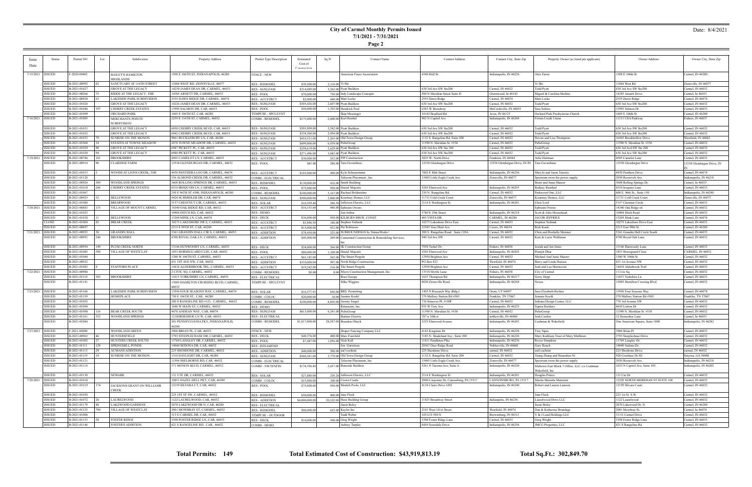# City of Carmel Monthly Permits Issued

## 7/1/2021 - 7/31/2021

Date: 8/4/2021

| Issue Date | Status | Permit NO | Lot | Subdivision | Property Address | Permit Type Description | Estimated Cost of Construction | Sq Ft | Contact Name | Contact Address | Contact City, State Zip | Property Owner (as listed per applicant) | Owner Address | Owner City, State Zip |
|---|---|---|---|---|---|---|---|---|---|---|---|---|---|---|
| 7/15/2021 | ISSUED | F-2020-00402 | | BAILEY'S HAMILTON HIGHLANDS | 1508 E 106TH ST, INDIANAPOLIS, 46280 | FENCE - NEW | | | American Fence Association | 4340 Hull St | Indianapolis, IN 46226 | Alex Eaton | 1508 E 106th St | Carmel, IN 46280 |
| | ISSUED | B-2021-00992 | 82 | SANCTUARY AT 116TH STREET | 11884 WEST RD, ZIONSVILLE, 46077 | RES - REMODEL | $39,500.00 | 2,118.00 | Yi Shi | | | Yi Shi | 11884 West Rd | Zionsville, IN 46077 |
| | ISSUED | B-2021-01027 | | GROVE AT THE LEGACY | 14230 JAMES DEAN DR, CARMEL, 46033 | RES - SGNLFAM | $314,089.00 | 3,262.00 | Pyatt Builders | 630 3rd Ave SW Ste200 | Carmel, IN 46032 | Todd Pyatt | 630 3rd Ave SW Ste200 | Carmel, IN 46032 |
| | ISSUED | B-2021-00266 | 75 | RIDGE AT THE LEGACY, THE | 14385 ARNETT DR, CARMEL, 46033 | RES - POOL | $70,000.00 | 750.00 | Indy Landscape Concepts | 500 N Meridian Street Suite D | Greenwood, In 46143 | Miguel & Carolina Medina | 14385 Arnertt Drive | Carmel, In 46033 |
| | ISSUED | B-2021-00920 | 63 | LAKESIDE PARK SUBDIVISION | 2555 DAWN RIDGE DR, CARMEL, 46074 | RES - ACCSTRCT | $2,000.00 | 440.00 | Matt Locke | 2555 Dawn Ridge | Carmel, IN 46074 | Matt Locke | 2555 Dawn Ridge | Carmel, IN 46074 |
| | ISSUED | B-2021-01028 | | GROVE AT THE LEGACY | 14226 JAMES DEAN DR, CARMEL, 46033 | RES - SGNLFAM | $305,426.00 | 2,607.00 | Pyatt Builders | 630 3rd Ave SW Ste200 | Carmel, IN 46032 | Todd Pyatt | 630 3rd Ave SW Ste200 | Carmel, IN 46032 |
| | ISSUED | B-2021-01046 | 197 | CHERRY CREEK ESTATES | 13995 SALMON DR, CAR, 46033 | RES - POOL | $50,000.00 | 1,392.00 | Hendrick Pool | 6383 W Broadway | McCordsville, IN 46055 | Sara Sailors | 13995 Salmon Dr | Carmel, IN 46033 |
| | ISSUED | B-2021-01099 | | ORCHARD PARK | 1605 E 106TH ST, CAR, 46280 | TEMPUSE - SPCLEVNT | | | Skip Messinger | 10142 Bradford Rd | Avon, IN 46123 | Orchard Park Presbyterian Church | 1605 E 106th St. | Carmel, IN 46280 |
| 7/16/2021 | ISSUED | B-2021-01005 | | MERCHANTS POINTE SUBDIVISION | 2259 E 116TH ST, CARMEL, 46032 | COMM - REMODEL | $175,000.00 | 2,000.00 | Kurt Roubal | 902 N Capitol Ave | Indianapolis, IN 46204 | Forum Credit Union | 11313 USA Parkway | Fishers, IN 46037 |
| | ISSUED | B-2021-01031 | | GROVE AT THE LEGACY | 6950 CHERRY CREEK BLVD, CAR, 46033 | RES - SGNLFAM | $305,899.00 | 3,242.00 | Pyatt Builders | 630 3rd Ave SW Ste200 | Carmel, IN 46032 | Todd Pyatt | 630 3rd Ave SW Ste200 | Carmel, IN 46032 |
| | ISSUED | B-2021-01032 | | GROVE AT THE LEGACY | 6942 CHERRY CREEK BLVD, CAR, 46033 | RES - SGNLFAM | $334,260.00 | 2,954.00 | Pyatt Builders | 630 3rd Ave SW Ste200 | Carmel, IN 46032 | Todd Pyatt | 630 3rd Ave SW Ste200 | Carmel, IN 46032 |
| | ISSUED | B-2021-01033 | 79 | SUNRISE ON THE MONON | 9861 BUCKLEBURY LN, CAR, 46280 | RES - SGNLFAM | $416,531.00 | 2,265.00 | Old Town Design Group | 1132 S. Rangeline Rd. Suite 200 | Carmel, IN 46032 | Steven and Lisa Thompson | 16565 Brookhollow Drive | Westfield, IN 46062 |
| | ISSUED | B-2021-01060 | 34 | ESTATES AT TOWNE MEADOW | 2878 TOWNE MEADOW DR, CARMEL, 46032 | RES - SGNLFAM | $699,000.00 | 6,939.00 | PulteGroup | 11590 N. Meridian St. #530 | Carmel, IN 46032 | PulteGroup | 11590 N. Meridian St. #530 | Carmel, IN 46032 |
| | ISSUED | B-2021-01029 | 90 | GROVE AT THE LEGACY | 6987 PICKETT PL, CAR, 46033 | RES - SGNLFAM | $258,619.00 | 2,629.00 | Pyatt Builders | 630 3rd Ave SW Ste 200 | Carmel, IN 46032 | Todd Pyatt | 630 3rd Ave SW Ste 200 | Carmel, IN 46032 |
| | ISSUED | B-2021-01030 | 94 | GROVE AT THE LEGACY | 6980 PICKETT PL, CAR, 46033 | RES - SGNLFAM | $271,496.00 | 3,045.00 | Pyatt Builders | 630 3rd Ave SW Ste200 | Carmel, IN 46032 | Todd Pyatt | 630 3rd Ave SW Ste200 | Carmel, IN 46032 |
| 7/19/2021 | ISSUED | B-2021-00746 | 181 | BROOKSHIRE | 4505 CAMELOT LN, CARMEL, 46033 | RES - ACCSTRCT | $30,000.00 | 252.00 | PJP Construction | 5825 W. North Drive | Frankton, IN 46044 | Arlie Hartman | 4505 Camelot Lane | Carmel, IN 46033 |
| | ISSUED | B-2021-00914 | 96 | CLARIDGE FARM | 12538 GLENDURGAN DR, CARMEL, 46032 | RES - POOL | $45.00 | 288.00 | Tara Gavardinas | 12538 Glendurgan Drive | 12538 Glendurgan Drive, IN IN | Tara Gavardinas | 12538 Glendurgan Drive | 12538 Glendurgan Drive, IN IN |
| | ISSUED | B-2021-01013 | 2 | WOODS AT LIONS CREEK, THE | 4430 PANTHERA LEO DR, CARMEL, 46074 | RES - ACCSTRCT | $103,000.00 | 400.00 | Kyla Scheuermann | 7802 E 88th Street | Indianapolis, IN 46256 | Marylo and Jason Tenorio | 4430 Panthera Drive | Carmel, IN 46074 |
| | ISSUED | B-2021-01120 | | | 536 ALMOND CREEK DR, CARMEL, 46032 | COMM - ELECTRICAL | | | Telecom Placement , Inc | 15405 Little Eagle Creek Ave | Zionsville, IN 46077 | Spectrum owns the power supply | 3030 Roosevelt Ave. | Indianapolis, IN 46218 |
| | ISSUED | B-2021-00924 | 309 | WOODLAND SPRINGS | 3608 ROLLING SPRINGS DR, CARMEL, 46033 | RES - REMODEL | $130,000.00 | 416.00 | Smith Building | | | Brent and Anna Maurer | 3608 Rolling Springs Dr. | Carmel, In 46033 |
| | ISSUED | B-2021-01010 | 266 | CHERRY CREEK ESTATES | 6510 IROQUOIS LN, CARMEL, 46033 | RES - POOL | $75,000.00 | 950.00 | Daniel Majestic | 5245 Elmwood Ave | Indianapolis, IN 46203 | Rodney Reinhart | 6510 Iroquois Lane | Carmel, IN 46033 |
| | ISSUED | B-2021-01067 | | | 250 E 96TH ST #580, INDIANAPOLIS, 46240 | COMM - REMODEL | $100,000.00 | 3,167.00 | Rachael Bridenstine | 230 N. Rangeline Rd. | Carmel, IN 46032 | Parkwood One, LLC | 600 E. 96th St., Suite 150 | Indianapolis, IN 46240 |
| | ISSUED | B-2021-00925 | 52 | BELLEWOOD | 4424 SCHMIDLER DR, CAR, 46074 | RES - SGNLFAM | $500,000.00 | 3,800.00 | Kourtney Homes, LLC | 11731 Cold Creek Court | Zionsville, IN 46077 | Kourtney Homes, LLC | 11731 Cold Creek Court | Zionsville, IN 46077 |
| | ISSUED | B-2021-01088 | | BRIARWOOD | 5157 CHESTNUT CIR, CARMEL, 46033 | RES - SOLAR | $16,559.40 | 248.50 | Jefferson Electric, LLC | 2114 E Washington St. | Indianapolis, IN 46201 | Chris Lord | 5157 Chestnut Circle | Carmel, IN 46033 |
| 7/20/2021 | ISSUED | B-2021-00883 | 133 | VILLAGE OF MOUNT CARMEL | 14340 OAK RIDGE RD, CAR, 46032 | RES - ACCSTRCT | $16,133.60 | 448.00 | Ephraim Owens | | | Ephraim Owens | 14340 Oak Ridge rd. | Carmel, IN 46032 |
| | ISSUED | B-2021-01023 | | | 10404 DITCH RD, CAR, 46032 | RES - DEMO | | | Jim Arthur | 5780 E 25th Street | Indianapolis, IN 46218 | Scott & Julie Moorehead | 10404 Ditch Road | Carmel, IN 46032 |
| | ISSUED | B-2021-01038 | 11 | BELLEWOOD | 13269 MINK LN, CAR, 46074 | RES - DECK | $36,000.00 | 430.00 | KILBURN BROS. CONST. | 405 VISTA DR. | CARMEL, IN 46280 | JACOB JEFFRIES | 13269 Mink Lane | Carmel, IN 46074 |
| | CLOSE | B-2021-01064 | 85 | BRIAR CREEK | 10275 LAKESHORE DR E, CARMEL, 46033 | RES - ACCSTRCT | $5,896.50 | 180.00 | Stephen Yedinak | 10275 Lakeshore Drive East | Carmel, IN 46033 | Stephen Yedinak | 10275 Lakeshore Drive East | Carmel, IN 46033 |
| | ISSUED | B-2021-00897 | | | 2215 E 99TH ST, CAR, 46280 | RES - ACCSTRCT | $15,000.00 | 432.00 | Pat Robinson | 22585 Voss Hiatt Ave | Cicero, IN 46034 | Rick Kasle | 2215 East 99th St. | Carmel, IN 46280 |
| 7/21/2021 | ISSUED | B-2021-00955 | 38 | GRANDIN HALL | 5361 GRANDIN HALL CIR S, CARMEL, 46033 | RES - ADDITION | $78,450.00 | 325.00 | SURROUNDINGS by NatureWorks+ | 200 S. Rangeline Road Suite 120A | Carmel, IN 46032 | Chris and Rochelle Meisner | 5361 Grandin Hall Circle South | Carmel, IN 46033 |
| | ISSUED | B-2021-00991 | 246 | BROOKSHIRE | 4700 ROYAL OAK LN, CARMEL, 46033 | RES - ADDITION | $45,000.00 | 269.00 | Centennial Construction & Remodeling Services, Inc | 940 3rd Ave SW | Carmel, IN 46032 | Kurt & Lucie Wullman | 4700 Royal Oak Lane | Carmel, IN 46033 |
| | ISSUED | B-2021-00954 | 149 | PLUM CREEK NORTH | 13146 DUNWOODY LN, CARMEL, 46033 | RES - DECK | $24,000.00 | 364.00 | JK Construction Group | 7958 Turkel Dr. | Fishers, IN 46038 | Josiah and Jen Jones | 13146 Dunwoody Lane | Carmel, IN 46033 |
| | ISSUED | B-2021-01085 | 394 | VILLAGE OF WESTCLAY | 1853 HORSEGUARD CLSE, CAR, 46032 | RES - POOL | $80,000.00 | 1,100.00 | Daniel Majestic | 5245 Elmwood Ave | Indianapolis, IN 46203 | Pranjit Dhar | 1853 Horseguard Close | CARMEL, IN 46032 |
| | ISSUED | B-2021-01044 | | | 1300 W 106TH ST, CARMEL, 46032 | RES - ACCSTRCT | $65,185.00 | 365.00 | The Smart Pergola | 12958 Brighton Ave | Carmel, IN 46032 | Michael And Janie Maurer | 1300 W 106th St | Carmel, IN 46032 |
| | ISSUED | B-2021-00932 | | | 431 1ST AVE NW, CAR, 46032 | RES - ADDITION | $310,000.00 | 997.00 | North Ridge Construction | PO Box 823 | Westfield, IN 46074 | Barry and Linda Hensen | 431 1st Avenue NW | Carmel, IN 46032 |
| | ISSUED | B-2021-01043 | 8 | STAFFORD PLACE | 14418 ALDERBROOK TRL, CARMEL, 46033 | RES - ACCSTRCT | $19,242.00 | 216.00 | The Smart Pergola | 12958 Brighton Ave | Carmel, IN 46032 | Josh and Lea Marracini | 14418 Alderbrook Trail | Carmel, IN 46033 |
| 7/22/2021 | ISSUED | B-2021-00984 | | | 2 CIVIC SQ, CARMEL, 46032 | COMM - REMODEL | $0.00 | 0.00 | Myers Construction Management, Inc | 13518 Myrtle Lane | Fishers, IN 46038 | City of Carmel | 1 Civic Sq. | Carmel, IN 46032 |
| | ISSUED | B-2021-01110 | 302 | BROOKSHIRE | 11815 YORKSHIRE LN, CARMEL, 46033 | RES - ELECTRICAL | | | Russ George | 1625 Thompson Rd | Indianapolis, IN 46217 | Gerry Hepp | 11815 Yorkshire Ln | Carmel, IN 46033 |
| | ISSUED | B-2021-01141 | | | 13085 HAMILTON CROSSING BLVD, CARMEL, 46032 | TEMPUSE - SPCLEVNT | | | Mike Wiggins | 8020 Zionsville Road | Indianapolis, IN 46268 | Nexus | 13085 Hamilton Crossing Blvd | Carmel, IN 46032 |
| 7/23/2021 | ISSUED | B-2021-01106 | | LAKESIDE PARK SUBDIVISION | 13956 FOUR SEASONS WAY, CARMEL, 46074 | RES - SOLAR | $16,577.93 | 858.00 | BRS Permitting | 1403 N Research Way Bldg J | Orem, UT 84097 | Sara Elizabeth Richter | 13956 Four Seasons Way | Carmel, IN 46074 |
| | ISSUED | B-2021-01159 | | HOMEPLACE | 750 E 106TH ST, CAR, 46280 | COMM - COLOC | $20,000.00 | 10.00 | Jeannie Koehl | 370 Mallory Station Rd #505 | Franklin, TN 37067 | Jeannie Koehl | 370 Mallory Station Rd #505 | Franklin, TN 37067 |
| | ISSUED | B-2021-01052 | | | 200 S RANGELINE RD #125, CARMEL, 46032 | COMM - REMODEL | $100,000.00 | 4,850.00 | Jeremy Stapel | 736 Hanover PL #100F | Carmel, IN 46032 | Indiana Design Center, LLC | 770 3rd Avenue SW | Carmel, IN 46032 |
| | ISSUED | B-2021-01094 | | | 1840 W MAIN ST, CARMEL, 46032 | RES - DEMO | | | Renascent, Inc. | 935 W Troy Ave | Indianapolis, IN 46225 | Sigma Builders | 4630 Lisbon Dr | Carmel, IN 46032 |
| | ISSUED | B-2021-01090 | 116 | BEAR CREEK SOUTH | 4478 ANDEAN WAY, CAR, 46074 | RES - SGNLFAM | $613,000.00 | 6,241.00 | PulteGroup | 11590 N. Meridian St. #530 | Carmel, IN 46032 | PulteGroup | 11590 N. Meridian St. #530 | Carmel, IN 46032 |
| | ISSUED | B-2021-01161 | 352 | WOODLAND SPRINGS | 12 HORSESHOE LN W, CAR, 46033 | RES - ELECTRICAL | | | Buttner Electric | 787 n 10th st | noblesville, IN 46060 | Josh Coulter | 12 Horseshoe Lane | Carmel, IN 46033 |
| | ISSUED | B-2021-01084 | | | 301 PENNSYLVANIA PKY, INDIANAPOLIS, 46280 | COMM - REMODEL | $1,017,000.00 | 28,587.00 | Brandon Olnick | 5235 Elmwood Avenue | Indianapolis, IN 46203 | Cushman & Wakefield | One American Square, Suite 1800 | Indianapolis, IN 46282 |
| 7/27/2021 | ISSUED | F-2021-00200 | | WOODLAND GREEN | 3906 BRIAN PL, CAR, 46033 | FENCE - NEW | | | Draper Fencing Company LLC | 4143 Kingman Dr | Indianapolis, IN 46228 | Troy Sipes | 3906 Brian Pl | Carmel, IN 46033 |
| | ISSUED | B-2021-00963 | 46 | HUNTERSFIELD | 3793 STEEPLECHASE DR, CARMEL, 46032 | RES - DECK | $40,376.00 | 480.00 | Marc Fairchild | 3185 N. Shadeland Ave., Suite 200 | Indianapolis, IN 46226 | Mary Kathleen Trust of Mary Mathleen | 3793 Steeplechase Drive | Carmel, IN 46032 |
| | ISSUED | B-2021-01002 | 27 | HUNTERS CREEK SOUTH | 13769 LANGLEY DR, CARMEL, 46032 | RES - POOL | $7,487.00 | 1,056.00 | Nick Kell | 11811 Pendleton Pike | Indianapolis, IN 46236 | Royce Simpkins | 13769 Langley Dr. | Carmel, IN 46032 |
| | ISSUED | B-2021-01111 | 129 | SPRINGMILL PONDS | 14040 SEDONA DR, CAR, 46032 | RES - RESAMEND | | | Jon Garretson | 20567 Deer Ridge Road | Noblesville, IN 46060 | Gary Roach | 14040 Sedona Dr. | Carmel, IN 46032 |
| | ISSUED | B-2021-01113 | 29 | AUMANS ADDITION | 225 SHOSHONE DR, CARMEL, 46032 | RES - ADDITION | $40,000.00 | 308.00 | earl cochran | 225 Shoshone Drive | carmel, IN 46032 | earl cochran | 225 Shoshone Drive | carmel, IN 46032 |
| | ISSUED | B-2021-01119 | 14 | SUNRISE ON THE MONON | 1510 DAYLIGHT DR, CAR, 46280 | RES - SGNLFAM | $560,381.00 | 3,779.00 | Old Town Design Group | 1132 S. Rangeline Rd. Suite 200 | Carmel, IN 46032 | Xiang Zhang and Huanchen Ni | 920 Crestlane Dr SE | Smyrna, GA 30080 |
| | ISSUED | B-2021-01121 | | | 11596 SHELBORNE RD, CAR, 46032 | COMM - ELECTRICAL | | | Telecom Placement, Inc | 15405 Little Eagle Creek Ave. | Zionsville, IN 46077 | Spectrum owns the power supply | 3030 Roosevelt Ave. | Indianapolis, IN 46218 |
| | ISSUED | B-2021-01114 | | | 571 MONON BLVD, CARMEL, 46032 | COMM - NWTENFIN | $174,396.40 | 5,657.00 | Burnside Builders | 5261 N Tacoma Ave, Suite A | Indianapolis, IN 46220 | Midtown East Block 3 Office, LLC c/o Cushman Wakefield, Inc | 1633 N Capitol Ave, Suite 105 | Indianapolis, IN 46202 |
| | ISSUED | B-2021-01130 | | NEWARK | 131 UTE DR, CARMEL, 46032 | RES - SOLAR | $27,880.00 | 230.20 | Jefferson Electric, LLC | 2114 E Washington St | Indianapolis, IN 46201 | Douglas Prince | 131 Ute Dr | Carmel, IN 46032 |
| 7/28/2021 | ISSUED | B-2021-01018 | | | 10851 HAZEL DELL PKY, CAR, 46280 | COMM - COLOC | $15,000.00 | 100.00 | Crown Castle | 2000 Corporate Dr, Canonsburg, PA 15317 | CANNONSBURG, PA 15317 | Martin Marietta Materials | 12220 NORTH MERIDIAN ST SUITE 100 | Carmel, IN 46032 |
| | ISSUED | B-2021-01019 | 174 | JACKSONS GRANT ON WILLIAMS CREEK | 12159 SILVARA CT, CAR, 46032 | RES - POOL | $75,000.00 | 950.00 | Modish Pools, LLC | 4134 Claire Drive #203 | Indianapolis, IN 46240 | Robert and Lauren Lamson | 12159 Silvara Court | Carmel, IN 46032 |
| | ISSUED | B-2021-01058 | | | 225 1ST ST SW, CARMEL, 46032 | RES - REMODEL | $50,000.00 | 400.00 | Jane Fleck | | | Jane Fleck | 225 1st St. S.W. | Carmel, IN 46032 |
| | ISSUED | B-2021-01072 | 26 | LAURELWOOD | 1122 LAURELWOOD, CAR, 46032 | RES - ADDITION | $4,000,000.00 | 20,102.00 | Hoss Building Group | 11825 Broadway Street | Indianapolis, IN 46236 | Laurelwood Drive LLC | 1122 Laurelwood | Carmel, IN 46032 |
| | ISSUED | B-2021-01179 | 48 | LAKEWOOD GARDENS | 2870 LAKEWOOD DR N, CAR, 46280 | RES - ELECTRICAL | | | Jason Boley | | | Jason Boley | 2870 Lakewood Dr. N. | Carmel, IN 46280 |
| | ISSUED | B-2021-01123 | 794 | VILLAGE OF WESTCLAY | 2001 MOWBRAY ST, CARMEL, 46032 | RES - REMODEL | $90,000.00 | 625.00 | Kaylor Inc | 2101 West 161st Street | Westfield, IN 46074 | Dan & Katherine Brundage | 2001 Mowbray St. | Carmel, In 46074 |
| | ISSUED | B-2021-01006 | | | 313 E CARMEL DR, CAR, 46032 | TEMPUSE - OUTDOOR | | | Todd Weber | 10512 E 950 N | Brownsburg, IN 46112 | V & J Land Holdings LLC | 313 E Carmel Drive | Carmel, IN 46032 |
| | ISSUED | B-2021-01153 | 28 | FOSTER RIDGE | 3398 FOSTER RIDGE LN, CAR, 46033 | RES - DECK | $10,000.00 | 500.00 | Greg Wright | 3398 Foster Ridge Lane | Carmel, IN 46033 | Greg Wright | 3398 Foster Ridge Lane | Carmel, IN 46033 |
| | ISSUED | B-2021-01146 | | FOSTER'S ADDITION | 421 S RANGELINE RD, CAR, 46032 | COMM - DEMO | | | Aubrey Tarpley | 8450 Scarsdale Drive | Indianapolis, IN 46256 | JMCG Properties, LLC | 421 S Rangeline Rd | Carmel, IN 46032 |

**Total Permits: 149** **Total Estimated Cost of Construction: $43,919,813.19** **Total Sq.Ft.: 302,849.70**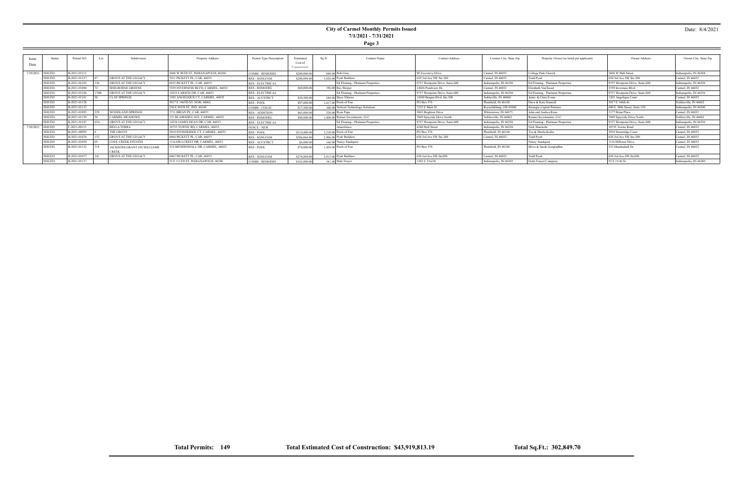# City of Carmel Monthly Permits Issued

**7/1/2021 - 7/31/2021**

Date: 8/4/2021

| Issue Date | Status | Permit NO | Lot | Subdivision | Property Address | Permit Type Description | Estimated Cost of Construction | Sq Ft | Contact Name | Contact Address | Contact City, State Zip | Property Owner (as listed per applicant) | Owner Address | Owner City, State Zip |
|---|---|---|---|---|---|---|---|---|---|---|---|---|---|---|
| 7/29/2021 | ISSUED | B-2021-01112 | | | 2606 W 96TH ST, INDIANAPOLIS, 46268 | COMM - REMODEL | $200,000.00 | 840.00 | Bob Gray | 90 Executive Drive | Carmel, IN 46032 | College Park Church | 2606 W 96th Street | Indianapolis, IN 46268 |
| | ISSUED | B-2021-01127 | 87 | GROVE AT THE LEGACY | 7011 PICKETT PL, CAR, 46033 | RES - SGNLFAM | $288,094.00 | 3,020.00 | Pyatt Builders | 630 3rd Ave SW Ste 200 | Carmel, IN 46032 | Todd Pyatt | 630 3rd Ave SW Ste 200 | Carmel, IN 46032 |
| | ISSUED | B-2021-01185 | 136 | GROVE AT THE LEGACY | 6932 PICKETT PL, CAR, 46033 | RES - ELECTRICAL | | | Ed Fleming - Platinum Properties | 9757 Westpoint Drive, Suite 600 | Indianapolis, IN 46256 | Ed Fleming - Platinum Properties | 9757 Westpoint Drive, Suite 600 | Indianapolis, IN 46256 |
| | ISSUED | B-2021-01004 | 72 | SHELBORNE GREENE | 3559 INVERNESS BLVD, CARMEL, 46032 | RES - REMODEL | $60,000.00 | 196.00 | Rex Weiper | 14026 Pondview Dr. | Carmel, IN 46032 | Elizabeth VanTassel | 3559 Inverness Blvd. | Carmel, IN 46032 |
| | ISSUED | B-2021-01186 | 176B | GROVE AT THE LEGACY | 14235 LARSON DR, CAR, 46033 | RES - ELECTRICAL | | | Ed Fleming - Platinum Properties | 9757 Westpoint Drive, Suite 600 | Indianapolis, IN 46256 | Ed Fleming - Platinum Properties | 9757 Westpoint Drive, Suite 600 | Indianapolis, IN 46256 |
| | ISSUED | B-2021-01101 | 50 | CLAY SPRINGS | 1203 ANGELIQUE CT, CARMEL, 46032 | RES - ACCSTRCT | $20,500.00 | 240.00 | Stacy Elmore | 14560 Bergen Blvd. Ste.300 | Noblesville, IN 46060 | Jenny & Chris Evans | 1203 Angelique Court | Carmel, IN 46032 |
| | ISSUED | B-2021-01128 | | | 5017 E 146TH ST, NOB, 46062 | RES - POOL | $97,000.00 | 1,617.00 | Pools of Fun | PO Box 576 | Plainfield, IN 46168 | Dave & Kate Sumrall | 5017 E 146th St. | Noblesville, IN 46062 |
| | ISSUED | B-2021-01133 | | | 250 E 96TH ST, IND, 46240 | COMM - COLOC | $17,500.00 | 100.00 | Vertical Technology Solutions | 7232 E Main St. | Reynoldsburg, OH 43068 | Strategic Capital Partners | 600 E. 96th Street, Suite 150 | Indianapolis, IN 46240 |
| | ISSUED | B-2021-01093 | 229 | WOODLAND SPRINGS | 3711 BRIAN PL, CAR, 46033 | RES - ADDITION | $65,000.00 | 320.00 | Ryan Pape | 5065 Brighton Drive | Whitestown, IN 46075 | John and Andrea Reno | 3177 Brian Place | Carmel, IN 46033 |
| | ISSUED | B-2021-01139 | 30 | CARMEL MEADOWS | 131 BLAIRSDEN AVE, CARMEL, 46032 | RES - REMODEL | $90,000.00 | 1,400.00 | Renner Investments, LLC | 7069 Spayside Drive North | Noblesville, IN 46062 | Renner Investments, LLC | 7069 Spayside Drive North | Noblesville, IN 46062 |
| | ISSUED | B-2021-01187 | 62A | GROVE AT THE LEGACY | 14238 JAMES DEAN DR, CAR, 46033 | RES - ELECTRICAL | | | Ed Fleming - Platinum Properties | 9757 Westpoint Drive, Suite 600 | Indianapolis, IN 46256 | Ed Fleming - Platinum Properties | 9757 Westpoint Drive, Suite 600 | Indianapolis, IN 46256 |
| 7/30/2021 | ISSUED | F-2021-00133 | | BELLA TERRA | 10755 TOWNE RD, CARMEL, 46032 | FENCE - NEW | | | Amerifence | 4340 Hull Street | Indianapolis, IN 46226 | Nick Shackelk | 10755 Towne Road | Carmel, IN 46032 |
| | ISSUED | B-2021-00995 | 6 | THE GROVE | 2910 STONERIDGE CT, CARMEL, 46032 | RES - POOL | $110,000.00 | 2,218.00 | Pools of Fun | PO Box 576 | Plainfield, IN 46168 | Teo & Sheila Keller | 2910 Stoneridge Court | Carmel, IN 46032 |
| | ISSUED | B-2021-01076 | 132 | GROVE AT THE LEGACY | 6964 PICKETT PL, CAR, 46033 | RES - SGNLFAM | $306,064.00 | 2,906.00 | Pyatt Builders | 630 3rd Ave SW Ste 200 | Carmel, IN 46032 | Todd Pyatt | 630 3rd Ave SW Ste 200 | Carmel, IN 46032 |
| | ISSUED | B-2021-01059 | 65 | COOL CREEK ESTATES | 1116 HILLCREST DR, CARMEL, 46033 | RES - ACCSTRCT | $6,000.00 | 160.00 | Nancy Sandquist | | | Nancy Sandquist | 1116 Hillcrest Drive | Carmel, IN 46033 |
| | ISSUED | B-2021-01122 | 314 | JACKSONS GRANT ON WILLIAMS CREEK | 532 MENDENHALL DR, CARMEL, 46032 | RES - POOL | $76,000.00 | 1,424.00 | Pools of Fun | PO Box 576 | Plainfield, IN 46168 | Shiva & Sarah Gangtadhar | 532 Mendenhall Dr. | Carmel, IN 46032 |
| | ISSUED | B-2021-01077 | 141 | GROVE AT THE LEGACY | 6963 PICKETT PL, CAR, 46033 | RES - SGNLFAM | $274,804.00 | 2,915.00 | Pyatt Builders | 630 3rd Ave SW Ste200 | Carmel, IN 46032 | Todd Pyatt | 630 3rd Ave SW Ste200 | Carmel, IN 46032 |
| | ISSUED | B-2021-01137 | | | 55 E 111TH ST, INDIANAPOLIS, 46280 | COMM - REMODEL | $162,000.00 | 541.00 | Matt Troyer | 1202 E 23rd St | Indianapolis, IN 46205 | Delta Faucet Company | 55 E 111th St | Indianapolis, IN 46280 |

**Total Permits: 149** **Total Estimated Cost of Construction: $43,919,813.19** **Total Sq.Ft.: 302,849.70**